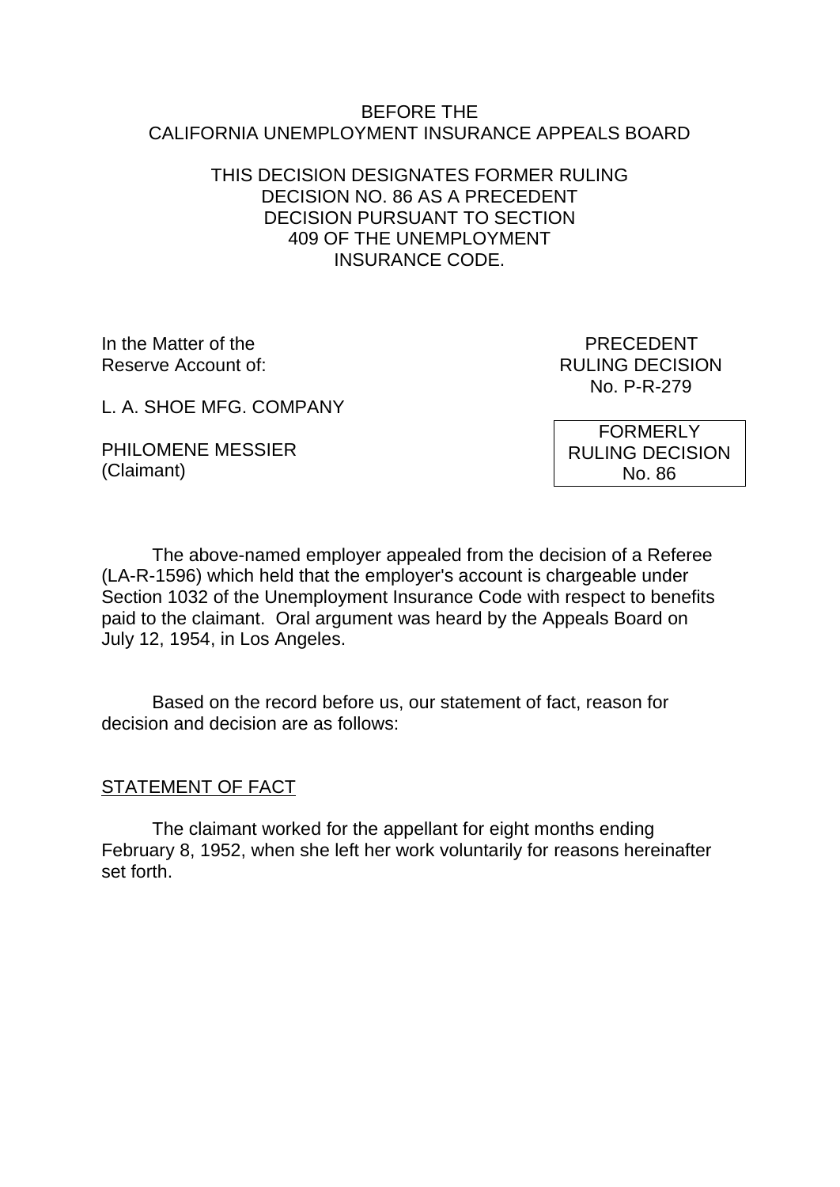BEFORE THE
CALIFORNIA UNEMPLOYMENT INSURANCE APPEALS BOARD

THIS DECISION DESIGNATES FORMER RULING DECISION NO. 86 AS A PRECEDENT DECISION PURSUANT TO SECTION 409 OF THE UNEMPLOYMENT INSURANCE CODE.

In the Matter of the
Reserve Account of:

L. A. SHOE MFG. COMPANY

PHILOMENE MESSIER
(Claimant)

PRECEDENT
RULING DECISION
No. P-R-279

FORMERLY
RULING DECISION
No. 86

The above-named employer appealed from the decision of a Referee (LA-R-1596) which held that the employer's account is chargeable under Section 1032 of the Unemployment Insurance Code with respect to benefits paid to the claimant. Oral argument was heard by the Appeals Board on July 12, 1954, in Los Angeles.

Based on the record before us, our statement of fact, reason for decision and decision are as follows:

## STATEMENT OF FACT

The claimant worked for the appellant for eight months ending February 8, 1952, when she left her work voluntarily for reasons hereinafter set forth.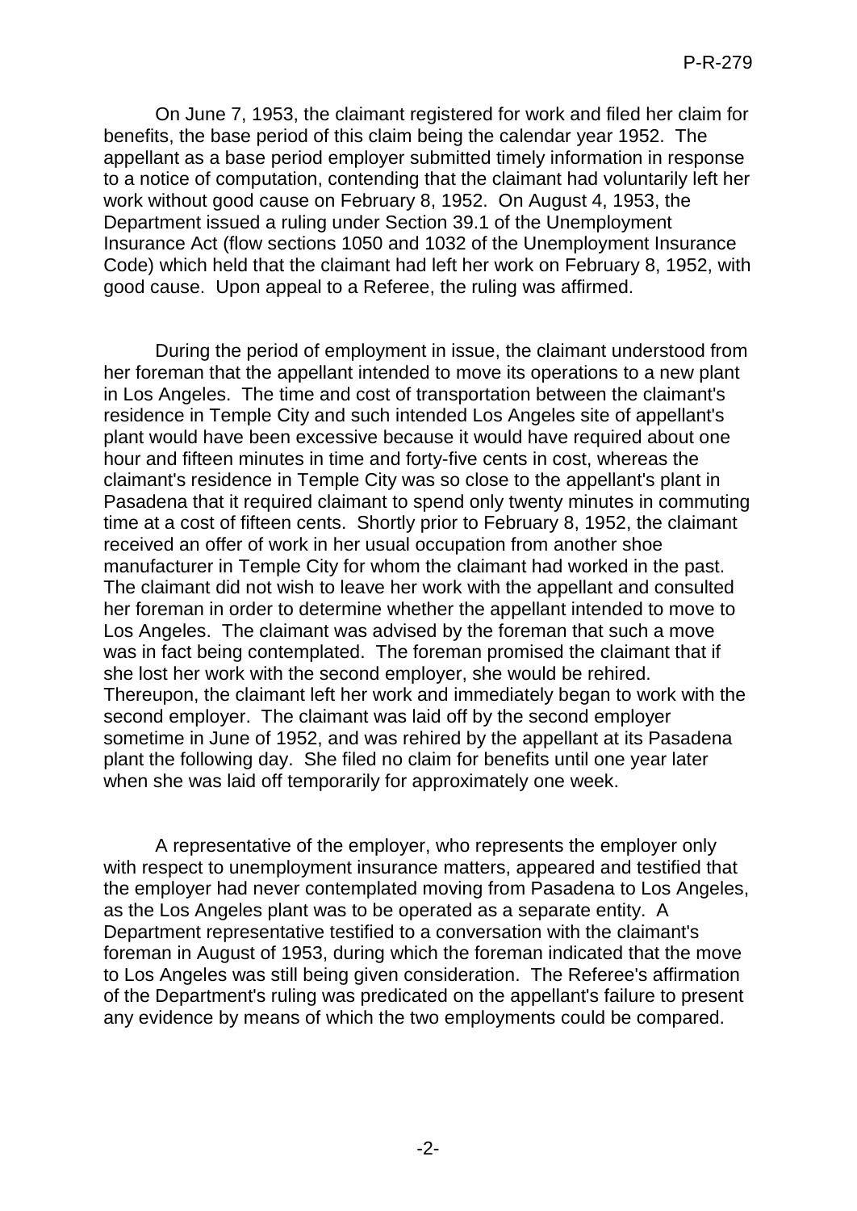On June 7, 1953, the claimant registered for work and filed her claim for benefits, the base period of this claim being the calendar year 1952. The appellant as a base period employer submitted timely information in response to a notice of computation, contending that the claimant had voluntarily left her work without good cause on February 8, 1952. On August 4, 1953, the Department issued a ruling under Section 39.1 of the Unemployment Insurance Act (flow sections 1050 and 1032 of the Unemployment Insurance Code) which held that the claimant had left her work on February 8, 1952, with good cause. Upon appeal to a Referee, the ruling was affirmed.

During the period of employment in issue, the claimant understood from her foreman that the appellant intended to move its operations to a new plant in Los Angeles. The time and cost of transportation between the claimant's residence in Temple City and such intended Los Angeles site of appellant's plant would have been excessive because it would have required about one hour and fifteen minutes in time and forty-five cents in cost, whereas the claimant's residence in Temple City was so close to the appellant's plant in Pasadena that it required claimant to spend only twenty minutes in commuting time at a cost of fifteen cents. Shortly prior to February 8, 1952, the claimant received an offer of work in her usual occupation from another shoe manufacturer in Temple City for whom the claimant had worked in the past. The claimant did not wish to leave her work with the appellant and consulted her foreman in order to determine whether the appellant intended to move to Los Angeles. The claimant was advised by the foreman that such a move was in fact being contemplated. The foreman promised the claimant that if she lost her work with the second employer, she would be rehired. Thereupon, the claimant left her work and immediately began to work with the second employer. The claimant was laid off by the second employer sometime in June of 1952, and was rehired by the appellant at its Pasadena plant the following day. She filed no claim for benefits until one year later when she was laid off temporarily for approximately one week.

A representative of the employer, who represents the employer only with respect to unemployment insurance matters, appeared and testified that the employer had never contemplated moving from Pasadena to Los Angeles, as the Los Angeles plant was to be operated as a separate entity. A Department representative testified to a conversation with the claimant's foreman in August of 1953, during which the foreman indicated that the move to Los Angeles was still being given consideration. The Referee's affirmation of the Department's ruling was predicated on the appellant's failure to present any evidence by means of which the two employments could be compared.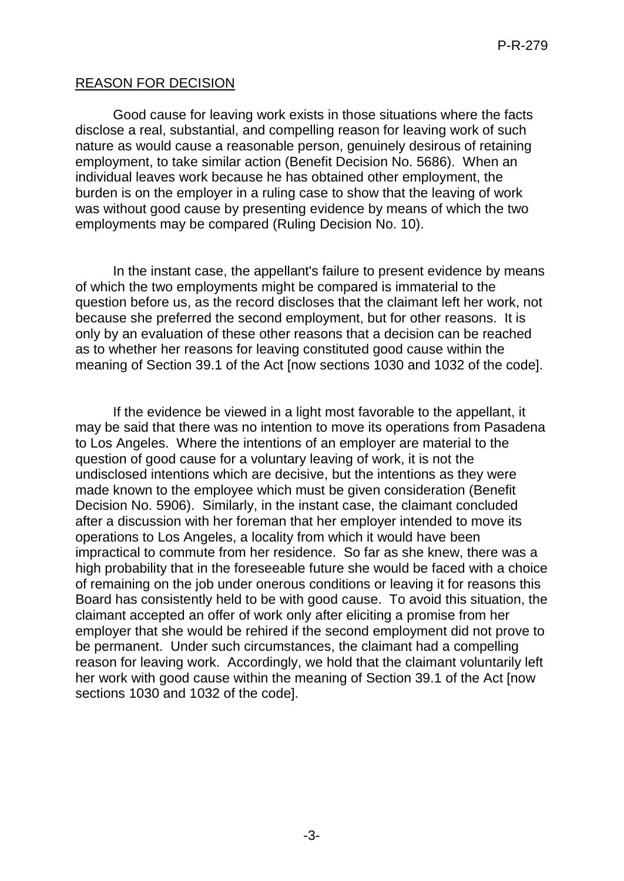## REASON FOR DECISION

Good cause for leaving work exists in those situations where the facts disclose a real, substantial, and compelling reason for leaving work of such nature as would cause a reasonable person, genuinely desirous of retaining employment, to take similar action (Benefit Decision No. 5686). When an individual leaves work because he has obtained other employment, the burden is on the employer in a ruling case to show that the leaving of work was without good cause by presenting evidence by means of which the two employments may be compared (Ruling Decision No. 10).

In the instant case, the appellant's failure to present evidence by means of which the two employments might be compared is immaterial to the question before us, as the record discloses that the claimant left her work, not because she preferred the second employment, but for other reasons. It is only by an evaluation of these other reasons that a decision can be reached as to whether her reasons for leaving constituted good cause within the meaning of Section 39.1 of the Act [now sections 1030 and 1032 of the code].

If the evidence be viewed in a light most favorable to the appellant, it may be said that there was no intention to move its operations from Pasadena to Los Angeles. Where the intentions of an employer are material to the question of good cause for a voluntary leaving of work, it is not the undisclosed intentions which are decisive, but the intentions as they were made known to the employee which must be given consideration (Benefit Decision No. 5906). Similarly, in the instant case, the claimant concluded after a discussion with her foreman that her employer intended to move its operations to Los Angeles, a locality from which it would have been impractical to commute from her residence. So far as she knew, there was a high probability that in the foreseeable future she would be faced with a choice of remaining on the job under onerous conditions or leaving it for reasons this Board has consistently held to be with good cause. To avoid this situation, the claimant accepted an offer of work only after eliciting a promise from her employer that she would be rehired if the second employment did not prove to be permanent. Under such circumstances, the claimant had a compelling reason for leaving work. Accordingly, we hold that the claimant voluntarily left her work with good cause within the meaning of Section 39.1 of the Act [now sections 1030 and 1032 of the code].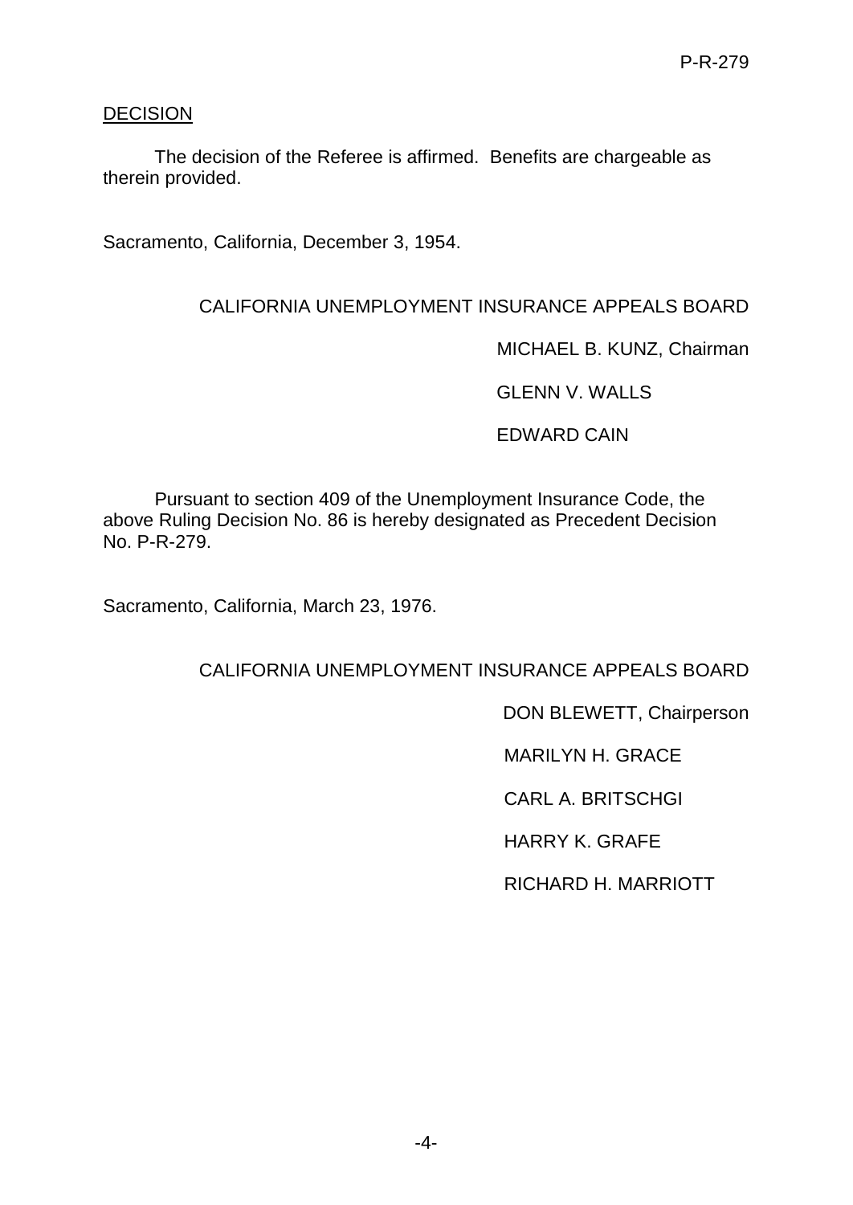DECISION

The decision of the Referee is affirmed. Benefits are chargeable as therein provided.

Sacramento, California, December 3, 1954.

CALIFORNIA UNEMPLOYMENT INSURANCE APPEALS BOARD

MICHAEL B. KUNZ, Chairman

GLENN V. WALLS

EDWARD CAIN

Pursuant to section 409 of the Unemployment Insurance Code, the above Ruling Decision No. 86 is hereby designated as Precedent Decision No. P-R-279.

Sacramento, California, March 23, 1976.

CALIFORNIA UNEMPLOYMENT INSURANCE APPEALS BOARD

DON BLEWETT, Chairperson

MARILYN H. GRACE

CARL A. BRITSCHGI

HARRY K. GRAFE

RICHARD H. MARRIOTT